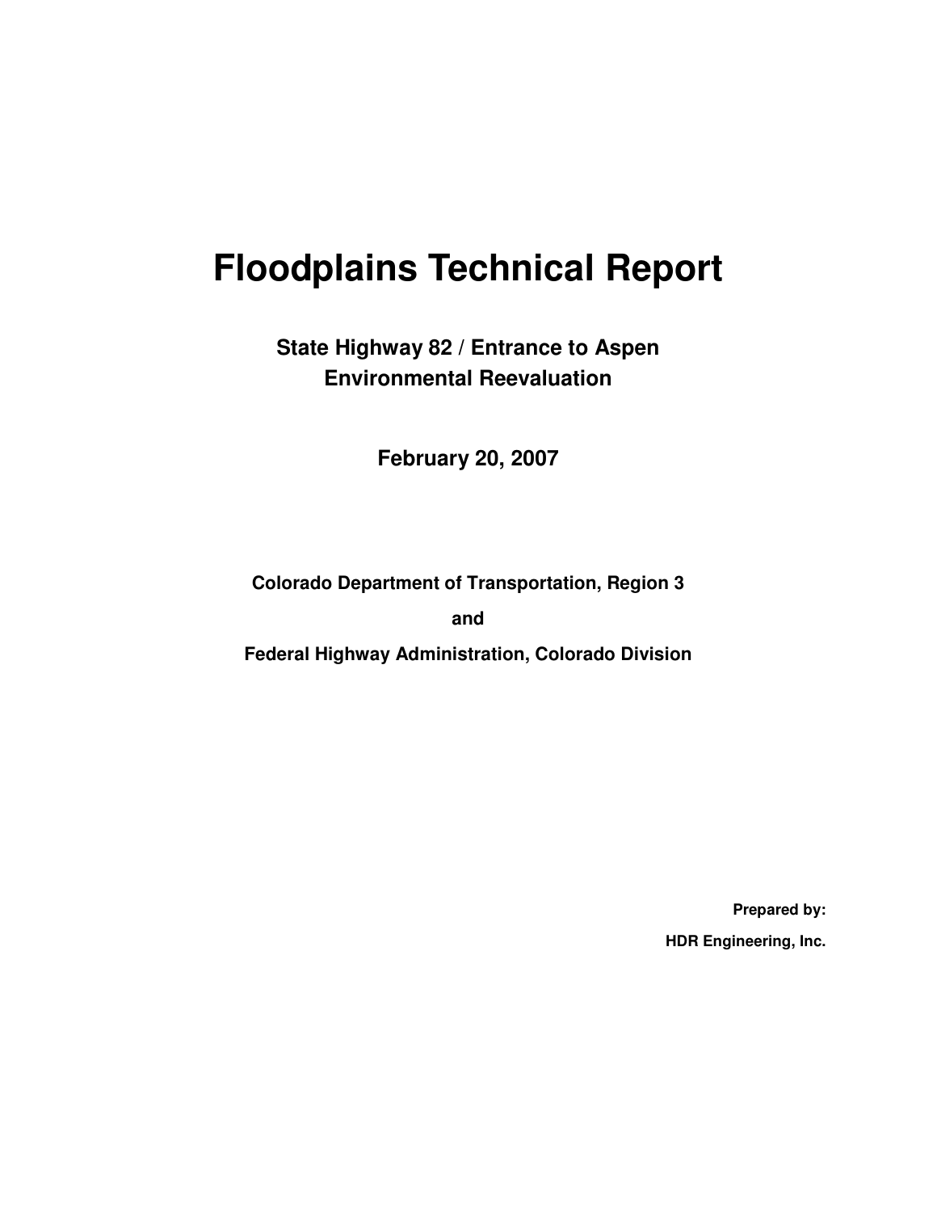# Floodplains Technical Report

## State Highway 82 / Entrance to Aspen
## Environmental Reevaluation

**February 20, 2007**

**Colorado Department of Transportation, Region 3**

**and**

**Federal Highway Administration, Colorado Division**

**Prepared by:**

**HDR Engineering, Inc.**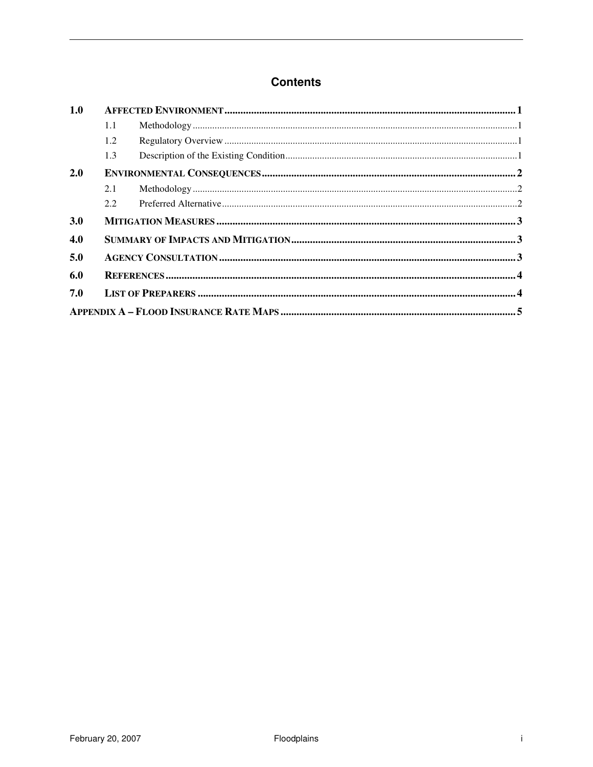# Contents

| | | |
|---|---|---|
| **1.0** | **AFFECTED ENVIRONMENT** | **1** |
| 1.1 | Methodology | 1 |
| 1.2 | Regulatory Overview | 1 |
| 1.3 | Description of the Existing Condition | 1 |
| **2.0** | **ENVIRONMENTAL CONSEQUENCES** | **2** |
| 2.1 | Methodology | 2 |
| 2.2 | Preferred Alternative | 2 |
| **3.0** | **MITIGATION MEASURES** | **3** |
| **4.0** | **SUMMARY OF IMPACTS AND MITIGATION** | **3** |
| **5.0** | **AGENCY CONSULTATION** | **3** |
| **6.0** | **REFERENCES** | **4** |
| **7.0** | **LIST OF PREPARERS** | **4** |
| | **APPENDIX A – FLOOD INSURANCE RATE MAPS** | **5** |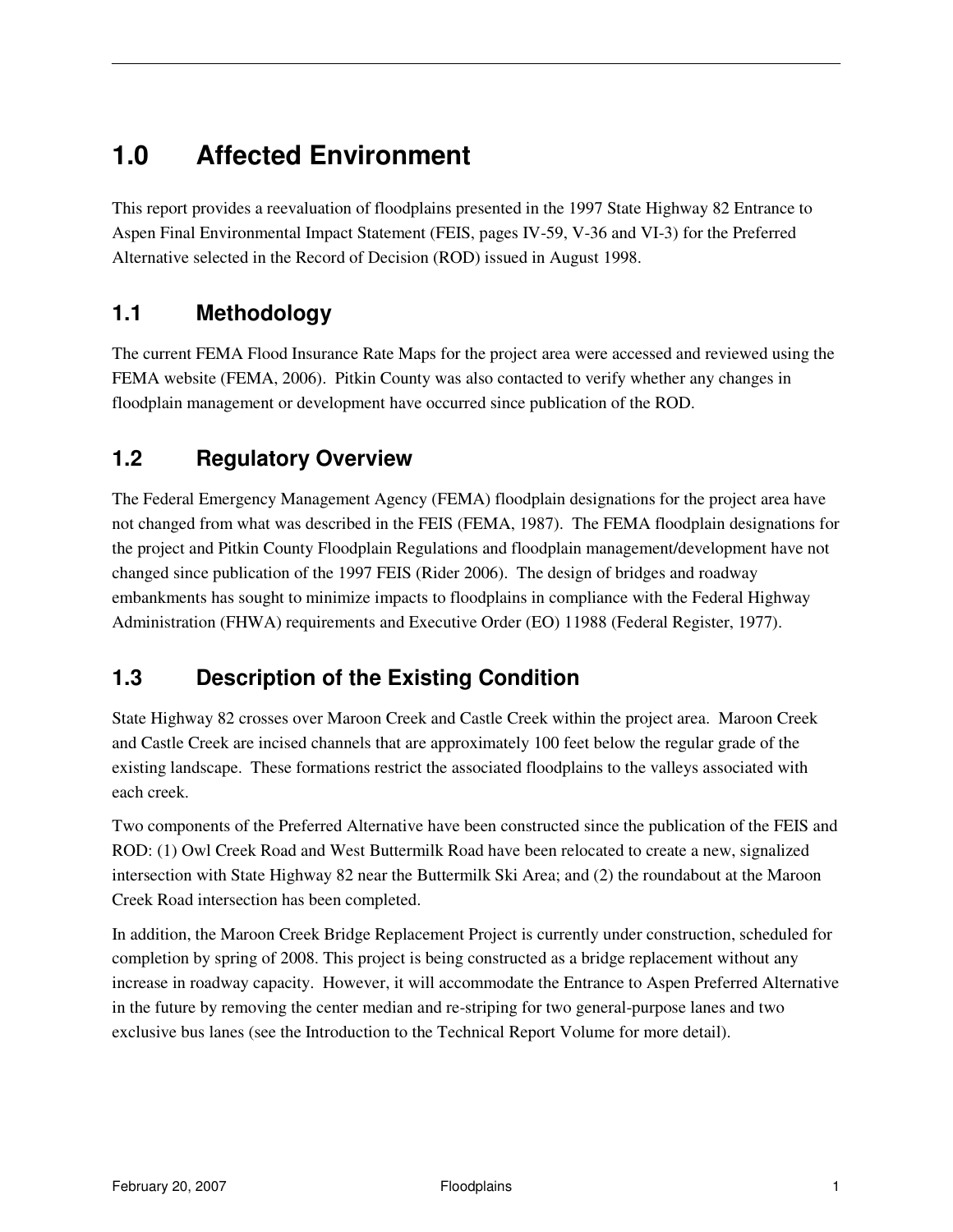# 1.0 Affected Environment

This report provides a reevaluation of floodplains presented in the 1997 State Highway 82 Entrance to Aspen Final Environmental Impact Statement (FEIS, pages IV-59, V-36 and VI-3) for the Preferred Alternative selected in the Record of Decision (ROD) issued in August 1998.

## 1.1 Methodology

The current FEMA Flood Insurance Rate Maps for the project area were accessed and reviewed using the FEMA website (FEMA, 2006). Pitkin County was also contacted to verify whether any changes in floodplain management or development have occurred since publication of the ROD.

## 1.2 Regulatory Overview

The Federal Emergency Management Agency (FEMA) floodplain designations for the project area have not changed from what was described in the FEIS (FEMA, 1987). The FEMA floodplain designations for the project and Pitkin County Floodplain Regulations and floodplain management/development have not changed since publication of the 1997 FEIS (Rider 2006). The design of bridges and roadway embankments has sought to minimize impacts to floodplains in compliance with the Federal Highway Administration (FHWA) requirements and Executive Order (EO) 11988 (Federal Register, 1977).

## 1.3 Description of the Existing Condition

State Highway 82 crosses over Maroon Creek and Castle Creek within the project area. Maroon Creek and Castle Creek are incised channels that are approximately 100 feet below the regular grade of the existing landscape. These formations restrict the associated floodplains to the valleys associated with each creek.

Two components of the Preferred Alternative have been constructed since the publication of the FEIS and ROD: (1) Owl Creek Road and West Buttermilk Road have been relocated to create a new, signalized intersection with State Highway 82 near the Buttermilk Ski Area; and (2) the roundabout at the Maroon Creek Road intersection has been completed.

In addition, the Maroon Creek Bridge Replacement Project is currently under construction, scheduled for completion by spring of 2008. This project is being constructed as a bridge replacement without any increase in roadway capacity. However, it will accommodate the Entrance to Aspen Preferred Alternative in the future by removing the center median and re-striping for two general-purpose lanes and two exclusive bus lanes (see the Introduction to the Technical Report Volume for more detail).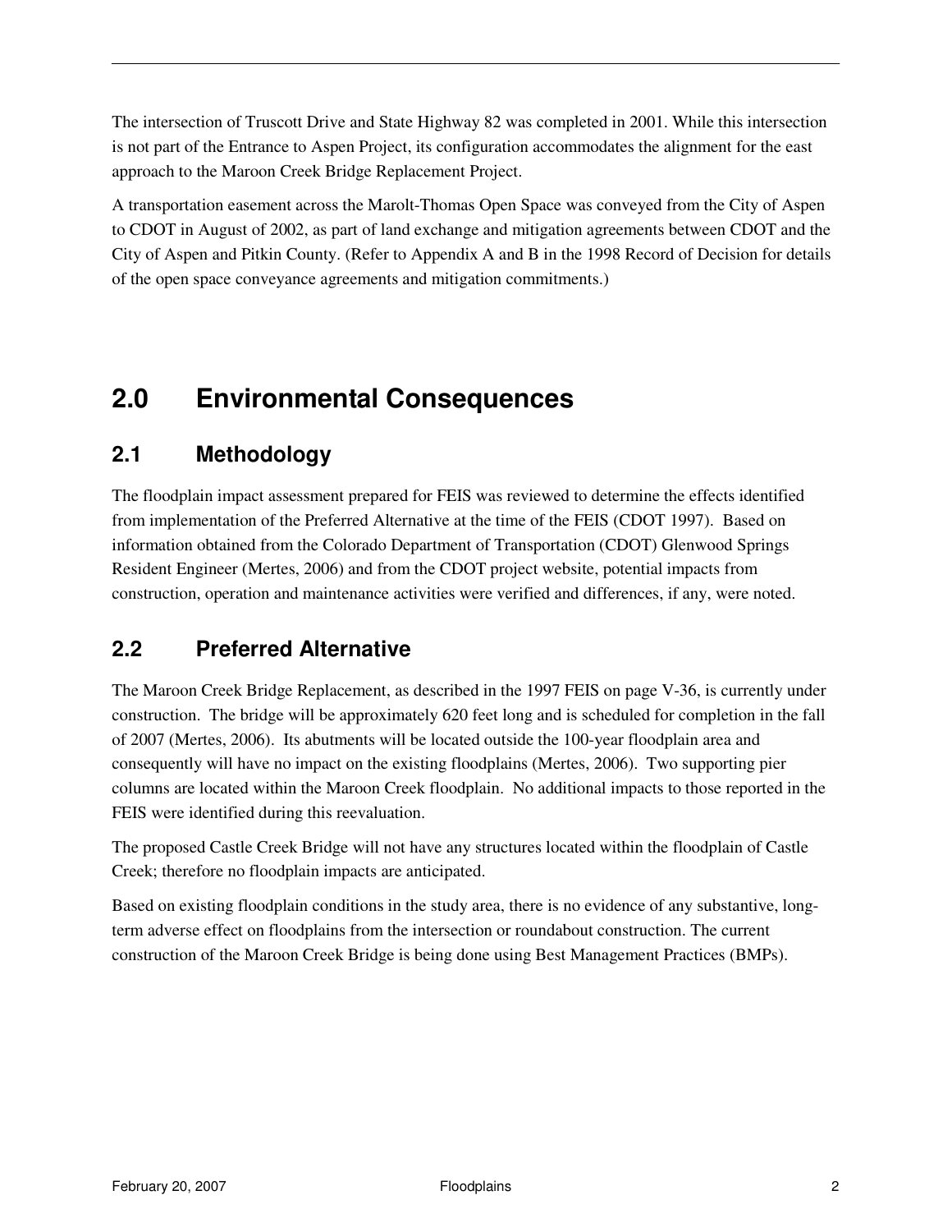The intersection of Truscott Drive and State Highway 82 was completed in 2001. While this intersection is not part of the Entrance to Aspen Project, its configuration accommodates the alignment for the east approach to the Maroon Creek Bridge Replacement Project.

A transportation easement across the Marolt-Thomas Open Space was conveyed from the City of Aspen to CDOT in August of 2002, as part of land exchange and mitigation agreements between CDOT and the City of Aspen and Pitkin County. (Refer to Appendix A and B in the 1998 Record of Decision for details of the open space conveyance agreements and mitigation commitments.)

# 2.0 Environmental Consequences

## 2.1 Methodology

The floodplain impact assessment prepared for FEIS was reviewed to determine the effects identified from implementation of the Preferred Alternative at the time of the FEIS (CDOT 1997). Based on information obtained from the Colorado Department of Transportation (CDOT) Glenwood Springs Resident Engineer (Mertes, 2006) and from the CDOT project website, potential impacts from construction, operation and maintenance activities were verified and differences, if any, were noted.

## 2.2 Preferred Alternative

The Maroon Creek Bridge Replacement, as described in the 1997 FEIS on page V-36, is currently under construction. The bridge will be approximately 620 feet long and is scheduled for completion in the fall of 2007 (Mertes, 2006). Its abutments will be located outside the 100-year floodplain area and consequently will have no impact on the existing floodplains (Mertes, 2006). Two supporting pier columns are located within the Maroon Creek floodplain. No additional impacts to those reported in the FEIS were identified during this reevaluation.

The proposed Castle Creek Bridge will not have any structures located within the floodplain of Castle Creek; therefore no floodplain impacts are anticipated.

Based on existing floodplain conditions in the study area, there is no evidence of any substantive, long-term adverse effect on floodplains from the intersection or roundabout construction. The current construction of the Maroon Creek Bridge is being done using Best Management Practices (BMPs).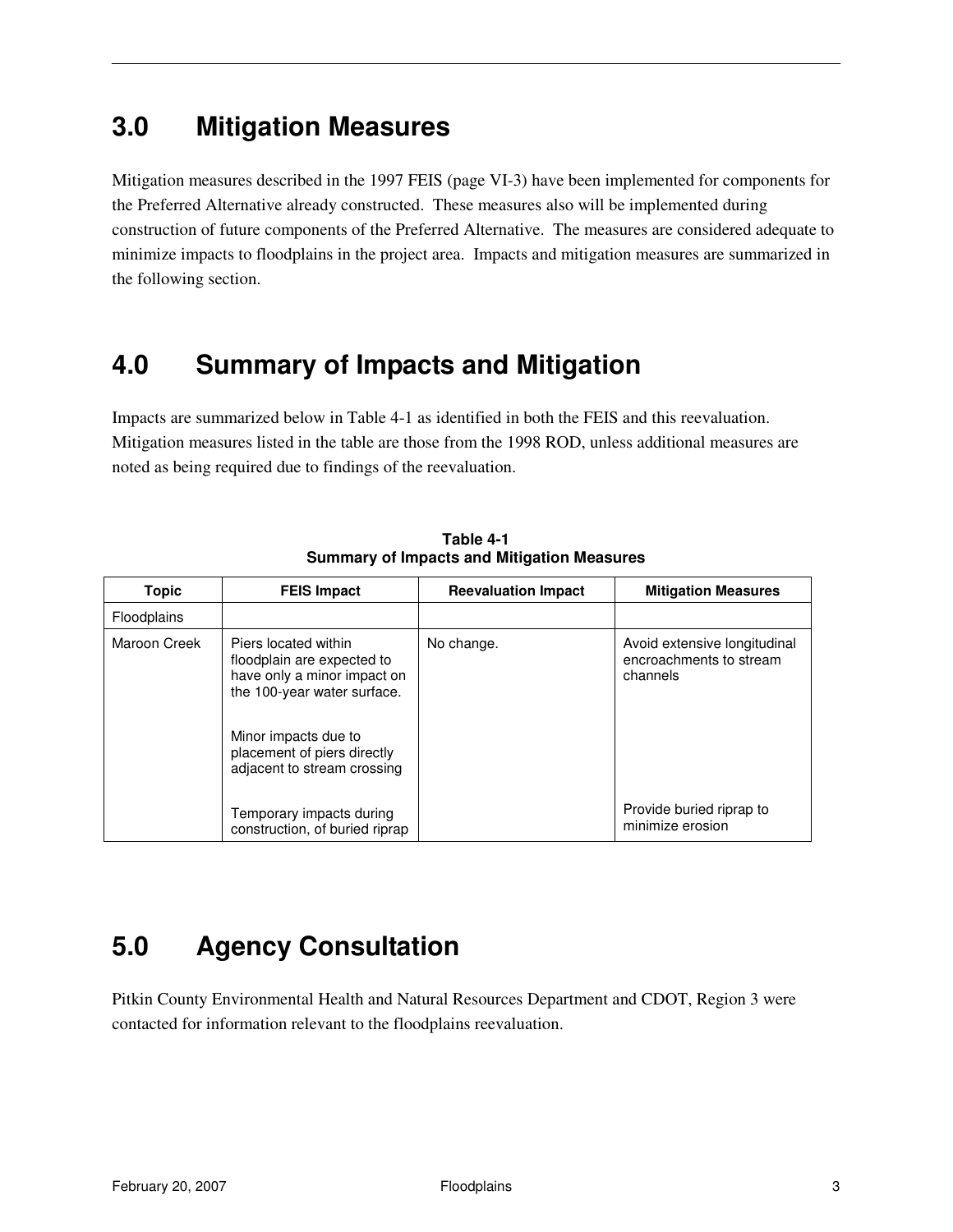## 3.0 Mitigation Measures

Mitigation measures described in the 1997 FEIS (page VI-3) have been implemented for components for the Preferred Alternative already constructed. These measures also will be implemented during construction of future components of the Preferred Alternative. The measures are considered adequate to minimize impacts to floodplains in the project area. Impacts and mitigation measures are summarized in the following section.

## 4.0 Summary of Impacts and Mitigation

Impacts are summarized below in Table 4-1 as identified in both the FEIS and this reevaluation. Mitigation measures listed in the table are those from the 1998 ROD, unless additional measures are noted as being required due to findings of the reevaluation.

**Table 4-1**
**Summary of Impacts and Mitigation Measures**

| Topic | FEIS Impact | Reevaluation Impact | Mitigation Measures |
|---|---|---|---|
| Floodplains | | | |
| Maroon Creek | Piers located within floodplain are expected to have only a minor impact on the 100-year water surface.<br><br>Minor impacts due to placement of piers directly adjacent to stream crossing<br><br>Temporary impacts during construction, of buried riprap | No change. | Avoid extensive longitudinal encroachments to stream channels<br><br>Provide buried riprap to minimize erosion |

## 5.0 Agency Consultation

Pitkin County Environmental Health and Natural Resources Department and CDOT, Region 3 were contacted for information relevant to the floodplains reevaluation.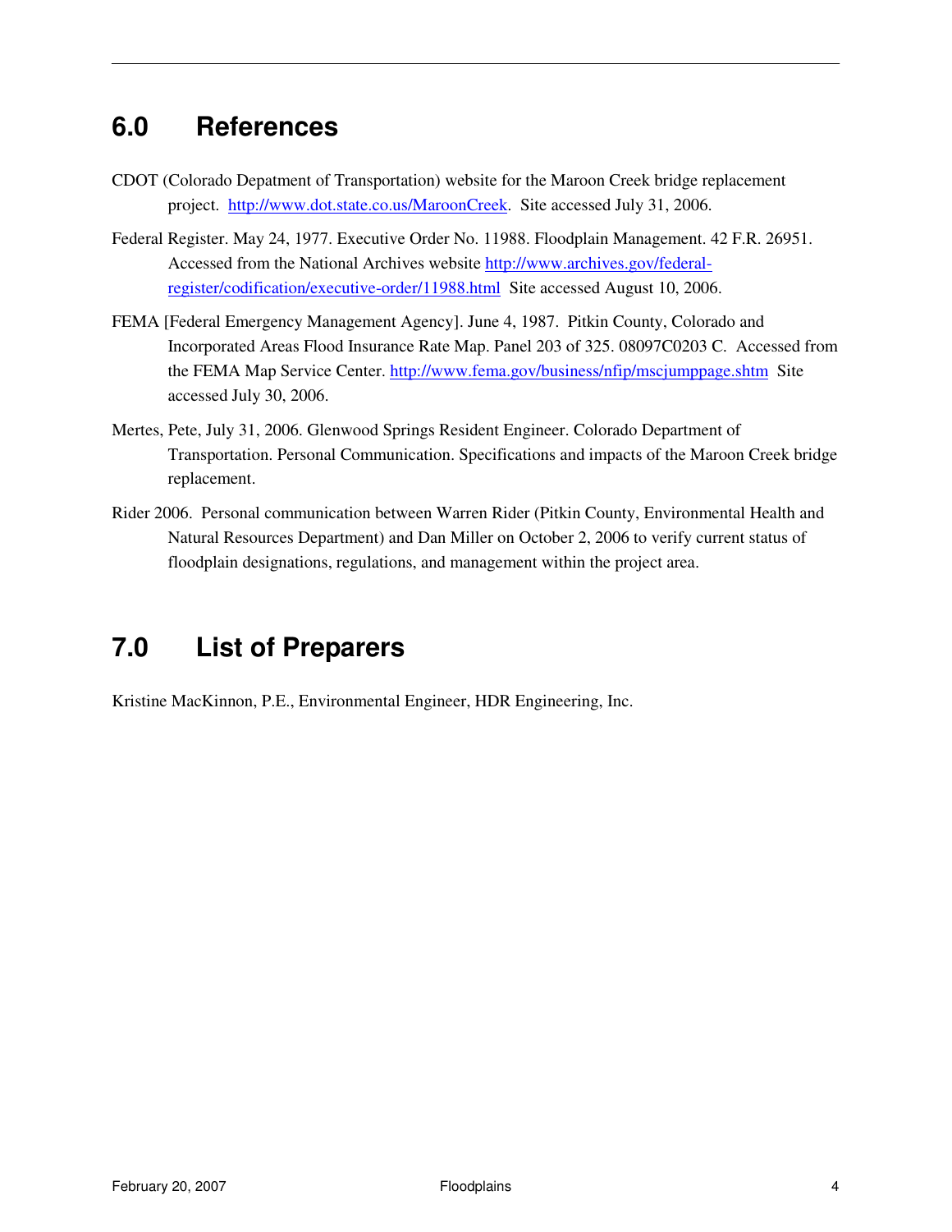## 6.0 References

CDOT (Colorado Depatment of Transportation) website for the Maroon Creek bridge replacement project. http://www.dot.state.co.us/MaroonCreek. Site accessed July 31, 2006.

Federal Register. May 24, 1977. Executive Order No. 11988. Floodplain Management. 42 F.R. 26951. Accessed from the National Archives website http://www.archives.gov/federal-register/codification/executive-order/11988.html Site accessed August 10, 2006.

FEMA [Federal Emergency Management Agency]. June 4, 1987. Pitkin County, Colorado and Incorporated Areas Flood Insurance Rate Map. Panel 203 of 325. 08097C0203 C. Accessed from the FEMA Map Service Center. http://www.fema.gov/business/nfip/mscjumppage.shtm Site accessed July 30, 2006.

Mertes, Pete, July 31, 2006. Glenwood Springs Resident Engineer. Colorado Department of Transportation. Personal Communication. Specifications and impacts of the Maroon Creek bridge replacement.

Rider 2006. Personal communication between Warren Rider (Pitkin County, Environmental Health and Natural Resources Department) and Dan Miller on October 2, 2006 to verify current status of floodplain designations, regulations, and management within the project area.

## 7.0 List of Preparers

Kristine MacKinnon, P.E., Environmental Engineer, HDR Engineering, Inc.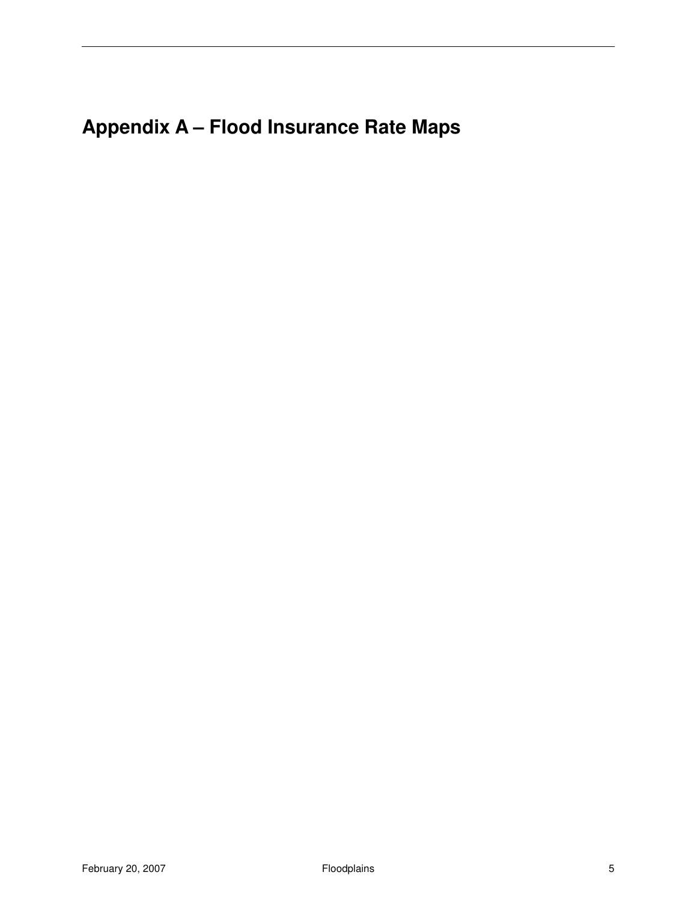# Appendix A – Flood Insurance Rate Maps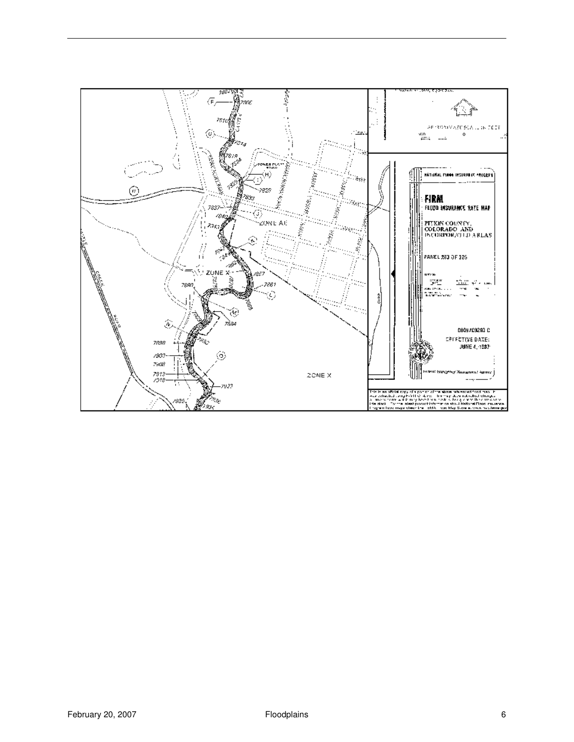NATIONAL FLOOD INSURANCE PROGRAM

**FIRM**
FLOOD INSURANCE RATE MAP

PITKIN COUNTY, COLORADO AND INCORPORATED AREAS

PANEL 203 OF 325

080970203 C

EFFECTIVE DATE:
JUNE 4, 1987

Federal Emergency Management Agency

ZONE AE

ZONE X

ZONE X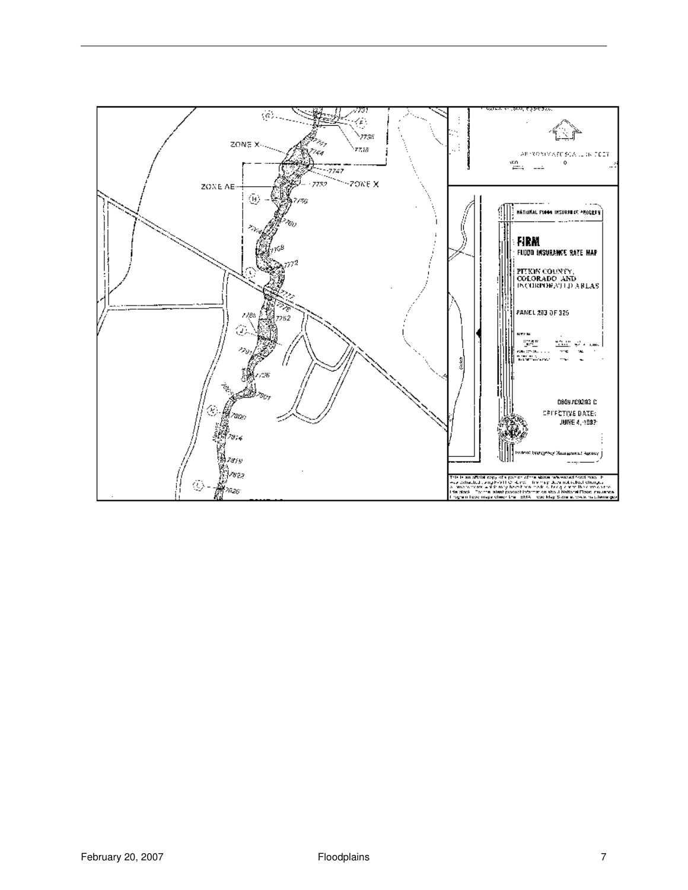ZONE X

ZONE AE

ZONE X

NATIONAL FLOOD INSURANCE PROGRAM

FIRM

FLOOD INSURANCE RATE MAP

PITKIN COUNTY,
COLORADO AND
INCORPORATED AREAS

PANEL 203 OF 325

080970203 C

EFFECTIVE DATE:
JUNE 4, 1987

Federal Emergency Management Agency